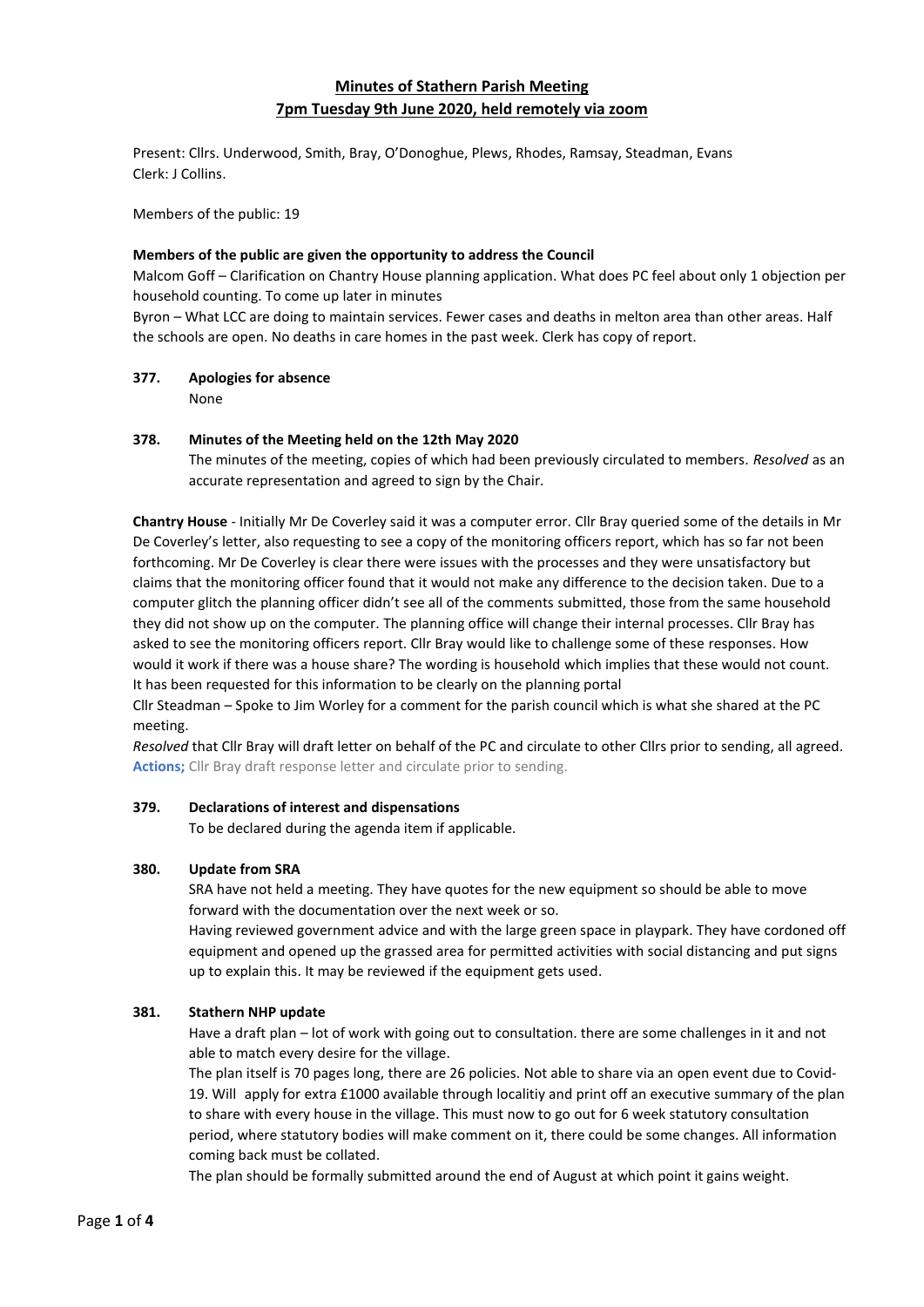# Minutes of Stathern Parish Meeting

## 7pm Tuesday 9th June 2020, held remotely via zoom

Present: Cllrs. Underwood, Smith, Bray, O'Donoghue, Plews, Rhodes, Ramsay, Steadman, Evans
Clerk: J Collins.

Members of the public: 19

**Members of the public are given the opportunity to address the Council**

Malcom Goff – Clarification on Chantry House planning application. What does PC feel about only 1 objection per household counting. To come up later in minutes

Byron – What LCC are doing to maintain services. Fewer cases and deaths in melton area than other areas. Half the schools are open. No deaths in care homes in the past week. Clerk has copy of report.

**377. Apologies for absence**

None

**378. Minutes of the Meeting held on the 12th May 2020**

The minutes of the meeting, copies of which had been previously circulated to members. *Resolved* as an accurate representation and agreed to sign by the Chair.

**Chantry House** - Initially Mr De Coverley said it was a computer error. Cllr Bray queried some of the details in Mr De Coverley's letter, also requesting to see a copy of the monitoring officers report, which has so far not been forthcoming. Mr De Coverley is clear there were issues with the processes and they were unsatisfactory but claims that the monitoring officer found that it would not make any difference to the decision taken. Due to a computer glitch the planning officer didn't see all of the comments submitted, those from the same household they did not show up on the computer. The planning office will change their internal processes. Cllr Bray has asked to see the monitoring officers report. Cllr Bray would like to challenge some of these responses. How would it work if there was a house share? The wording is household which implies that these would not count. It has been requested for this information to be clearly on the planning portal

Cllr Steadman – Spoke to Jim Worley for a comment for the parish council which is what she shared at the PC meeting.

*Resolved* that Cllr Bray will draft letter on behalf of the PC and circulate to other Cllrs prior to sending, all agreed.
**Actions;** Cllr Bray draft response letter and circulate prior to sending.

**379. Declarations of interest and dispensations**

To be declared during the agenda item if applicable.

**380. Update from SRA**

SRA have not held a meeting. They have quotes for the new equipment so should be able to move forward with the documentation over the next week or so.

Having reviewed government advice and with the large green space in playpark. They have cordoned off equipment and opened up the grassed area for permitted activities with social distancing and put signs up to explain this. It may be reviewed if the equipment gets used.

**381. Stathern NHP update**

Have a draft plan – lot of work with going out to consultation. there are some challenges in it and not able to match every desire for the village.

The plan itself is 70 pages long, there are 26 policies. Not able to share via an open event due to Covid-19. Will apply for extra £1000 available through localitiy and print off an executive summary of the plan to share with every house in the village. This must now to go out for 6 week statutory consultation period, where statutory bodies will make comment on it, there could be some changes. All information coming back must be collated.

The plan should be formally submitted around the end of August at which point it gains weight.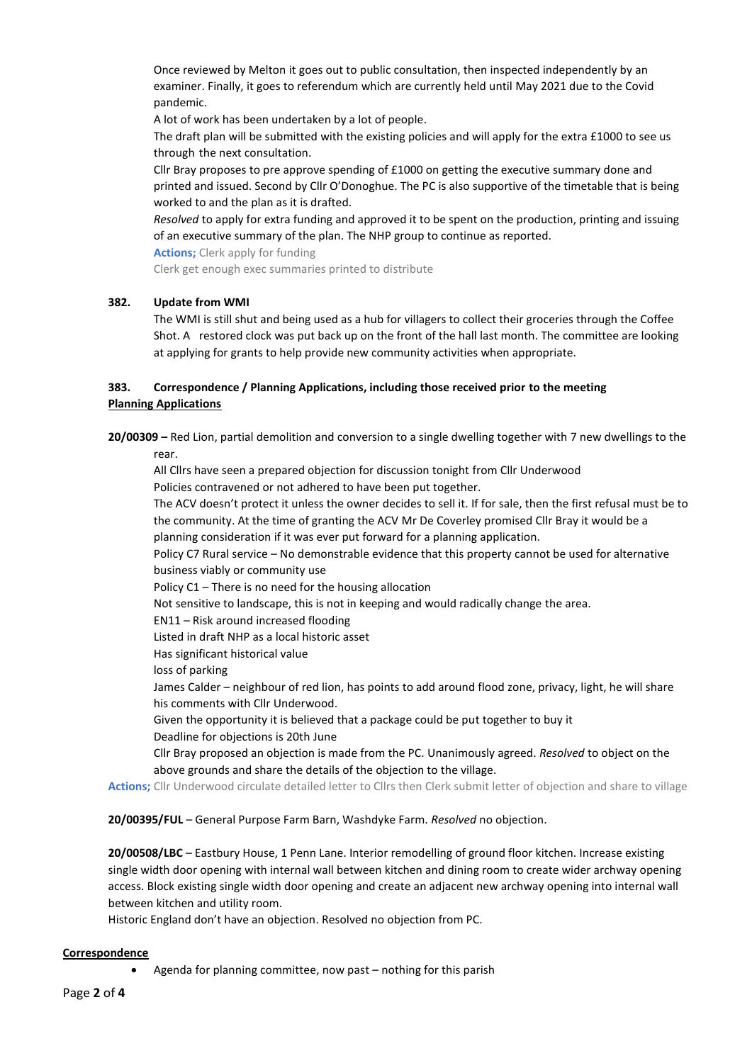Once reviewed by Melton it goes out to public consultation, then inspected independently by an examiner. Finally, it goes to referendum which are currently held until May 2021 due to the Covid pandemic.

A lot of work has been undertaken by a lot of people.

The draft plan will be submitted with the existing policies and will apply for the extra £1000 to see us through the next consultation.

Cllr Bray proposes to pre approve spending of £1000 on getting the executive summary done and printed and issued. Second by Cllr O'Donoghue. The PC is also supportive of the timetable that is being worked to and the plan as it is drafted.

*Resolved* to apply for extra funding and approved it to be spent on the production, printing and issuing of an executive summary of the plan. The NHP group to continue as reported.

**Actions;** Clerk apply for funding

Clerk get enough exec summaries printed to distribute

**382. Update from WMI**

The WMI is still shut and being used as a hub for villagers to collect their groceries through the Coffee Shot. A restored clock was put back up on the front of the hall last month. The committee are looking at applying for grants to help provide new community activities when appropriate.

**383. Correspondence / Planning Applications, including those received prior to the meeting**

**Planning Applications**

**20/00309 –** Red Lion, partial demolition and conversion to a single dwelling together with 7 new dwellings to the rear.

All Cllrs have seen a prepared objection for discussion tonight from Cllr Underwood

Policies contravened or not adhered to have been put together.

The ACV doesn't protect it unless the owner decides to sell it. If for sale, then the first refusal must be to the community. At the time of granting the ACV Mr De Coverley promised Cllr Bray it would be a planning consideration if it was ever put forward for a planning application.

Policy C7 Rural service – No demonstrable evidence that this property cannot be used for alternative business viably or community use

Policy C1 – There is no need for the housing allocation

Not sensitive to landscape, this is not in keeping and would radically change the area.

EN11 – Risk around increased flooding

Listed in draft NHP as a local historic asset

Has significant historical value

loss of parking

James Calder – neighbour of red lion, has points to add around flood zone, privacy, light, he will share his comments with Cllr Underwood.

Given the opportunity it is believed that a package could be put together to buy it

Deadline for objections is 20th June

Cllr Bray proposed an objection is made from the PC. Unanimously agreed. *Resolved* to object on the above grounds and share the details of the objection to the village.

**Actions;** Cllr Underwood circulate detailed letter to Cllrs then Clerk submit letter of objection and share to village

**20/00395/FUL** – General Purpose Farm Barn, Washdyke Farm. *Resolved* no objection.

**20/00508/LBC** – Eastbury House, 1 Penn Lane. Interior remodelling of ground floor kitchen. Increase existing single width door opening with internal wall between kitchen and dining room to create wider archway opening access. Block existing single width door opening and create an adjacent new archway opening into internal wall between kitchen and utility room.

Historic England don't have an objection. Resolved no objection from PC.

**Correspondence**

- Agenda for planning committee, now past – nothing for this parish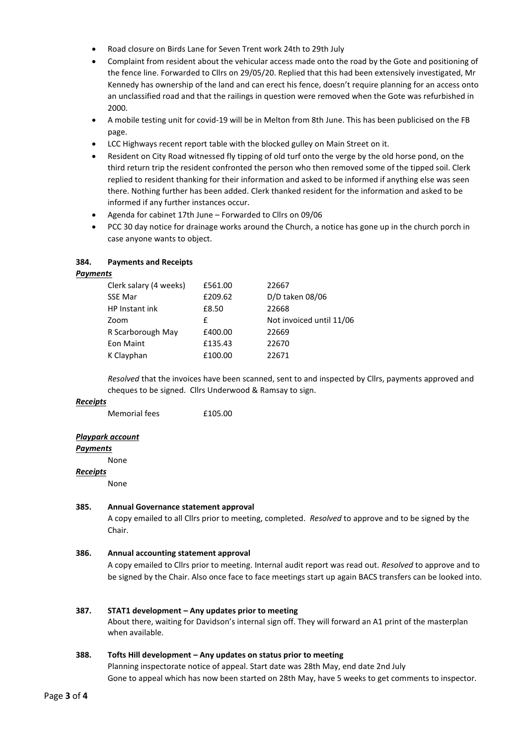- Road closure on Birds Lane for Seven Trent work 24th to 29th July
- Complaint from resident about the vehicular access made onto the road by the Gote and positioning of the fence line. Forwarded to Cllrs on 29/05/20. Replied that this had been extensively investigated, Mr Kennedy has ownership of the land and can erect his fence, doesn't require planning for an access onto an unclassified road and that the railings in question were removed when the Gote was refurbished in 2000.
- A mobile testing unit for covid-19 will be in Melton from 8th June. This has been publicised on the FB page.
- LCC Highways recent report table with the blocked gulley on Main Street on it.
- Resident on City Road witnessed fly tipping of old turf onto the verge by the old horse pond, on the third return trip the resident confronted the person who then removed some of the tipped soil. Clerk replied to resident thanking for their information and asked to be informed if anything else was seen there. Nothing further has been added. Clerk thanked resident for the information and asked to be informed if any further instances occur.
- Agenda for cabinet 17th June – Forwarded to Cllrs on 09/06
- PCC 30 day notice for drainage works around the Church, a notice has gone up in the church porch in case anyone wants to object.

**384. Payments and Receipts**

***Payments***

| | | |
|---|---|---|
| Clerk salary (4 weeks) | £561.00 | 22667 |
| SSE Mar | £209.62 | D/D taken 08/06 |
| HP Instant ink | £8.50 | 22668 |
| Zoom | £ | Not invoiced until 11/06 |
| R Scarborough May | £400.00 | 22669 |
| Eon Maint | £135.43 | 22670 |
| K Clayphan | £100.00 | 22671 |

*Resolved* that the invoices have been scanned, sent to and inspected by Cllrs, payments approved and cheques to be signed. Cllrs Underwood & Ramsay to sign.

***Receipts***

Memorial fees £105.00

***Playpark account***

***Payments***

None

***Receipts***

None

**385. Annual Governance statement approval**

A copy emailed to all Cllrs prior to meeting, completed. *Resolved* to approve and to be signed by the Chair.

**386. Annual accounting statement approval**

A copy emailed to Cllrs prior to meeting. Internal audit report was read out. *Resolved* to approve and to be signed by the Chair. Also once face to face meetings start up again BACS transfers can be looked into.

**387. STAT1 development – Any updates prior to meeting**

About there, waiting for Davidson's internal sign off. They will forward an A1 print of the masterplan when available.

**388. Tofts Hill development – Any updates on status prior to meeting**

Planning inspectorate notice of appeal. Start date was 28th May, end date 2nd July
Gone to appeal which has now been started on 28th May, have 5 weeks to get comments to inspector.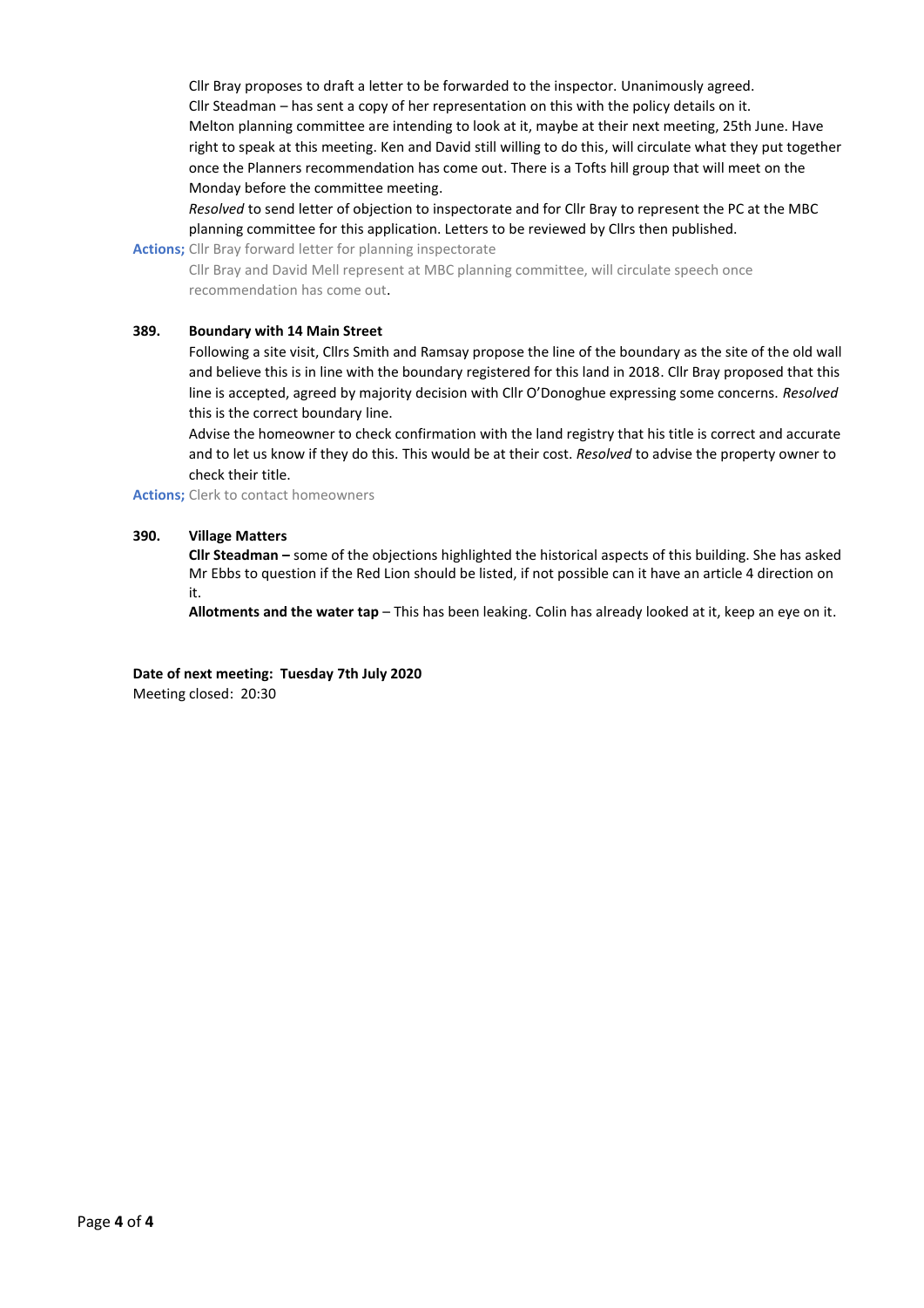Cllr Bray proposes to draft a letter to be forwarded to the inspector. Unanimously agreed.
Cllr Steadman – has sent a copy of her representation on this with the policy details on it.
Melton planning committee are intending to look at it, maybe at their next meeting, 25th June. Have right to speak at this meeting. Ken and David still willing to do this, will circulate what they put together once the Planners recommendation has come out. There is a Tofts hill group that will meet on the Monday before the committee meeting.
*Resolved* to send letter of objection to inspectorate and for Cllr Bray to represent the PC at the MBC planning committee for this application. Letters to be reviewed by Cllrs then published.

**Actions;** Cllr Bray forward letter for planning inspectorate
Cllr Bray and David Mell represent at MBC planning committee, will circulate speech once recommendation has come out.

**389. Boundary with 14 Main Street**

Following a site visit, Cllrs Smith and Ramsay propose the line of the boundary as the site of the old wall and believe this is in line with the boundary registered for this land in 2018. Cllr Bray proposed that this line is accepted, agreed by majority decision with Cllr O'Donoghue expressing some concerns. *Resolved* this is the correct boundary line.
Advise the homeowner to check confirmation with the land registry that his title is correct and accurate and to let us know if they do this. This would be at their cost. *Resolved* to advise the property owner to check their title.

**Actions;** Clerk to contact homeowners

**390. Village Matters**

**Cllr Steadman –** some of the objections highlighted the historical aspects of this building. She has asked Mr Ebbs to question if the Red Lion should be listed, if not possible can it have an article 4 direction on it.

**Allotments and the water tap** – This has been leaking. Colin has already looked at it, keep an eye on it.

**Date of next meeting: Tuesday 7th July 2020**
Meeting closed: 20:30